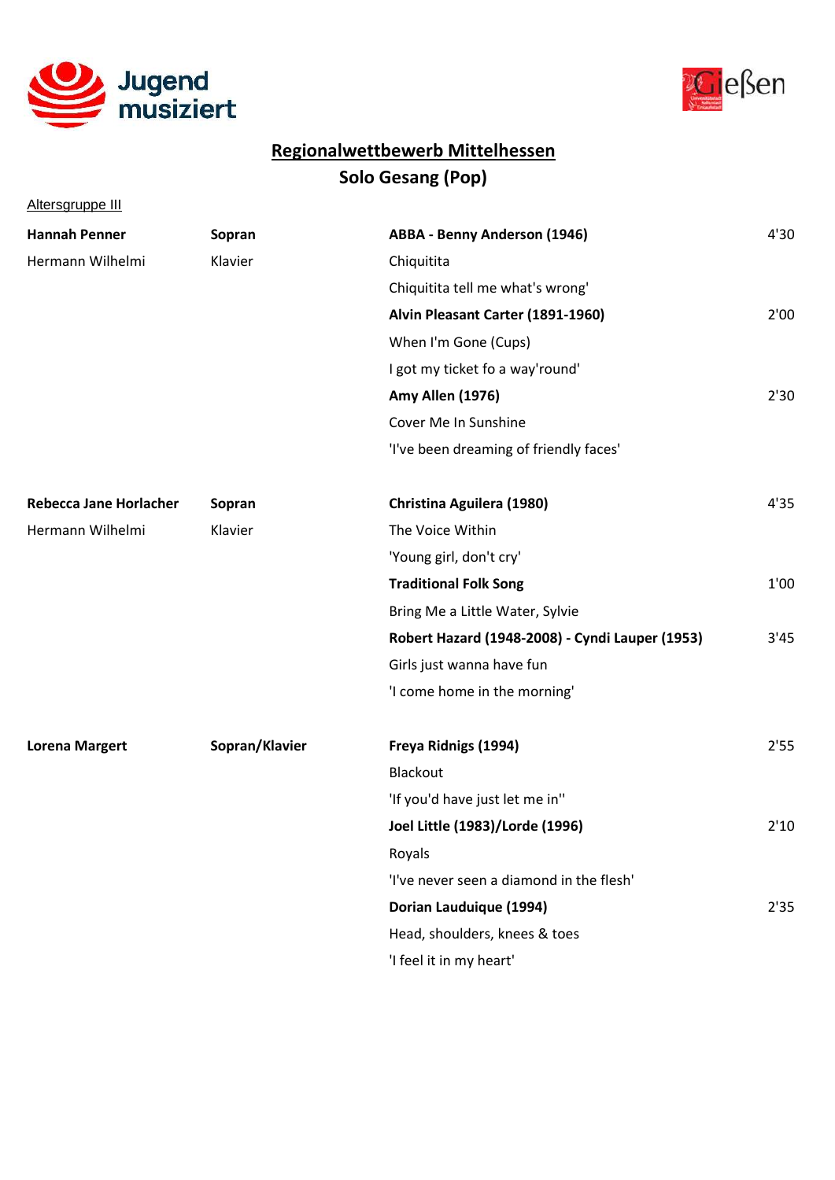Jugend musiziert

Gießen

## Regionalwettbewerb Mittelhessen

## Solo Gesang (Pop)

Altersgruppe III

| | | | |
|---|---|---|---|
| **Hannah Penner** | **Sopran** | **ABBA - Benny Anderson (1946)** | 4'30 |
| Hermann Wilhelmi | Klavier | Chiquitita | |
| | | Chiquitita tell me what's wrong' | |
| | | **Alvin Pleasant Carter (1891-1960)** | 2'00 |
| | | When I'm Gone (Cups) | |
| | | I got my ticket fo a way'round' | |
| | | **Amy Allen (1976)** | 2'30 |
| | | Cover Me In Sunshine | |
| | | 'I've been dreaming of friendly faces' | |
| **Rebecca Jane Horlacher** | **Sopran** | **Christina Aguilera (1980)** | 4'35 |
| Hermann Wilhelmi | Klavier | The Voice Within | |
| | | 'Young girl, don't cry' | |
| | | **Traditional Folk Song** | 1'00 |
| | | Bring Me a Little Water, Sylvie | |
| | | **Robert Hazard (1948-2008) - Cyndi Lauper (1953)** | 3'45 |
| | | Girls just wanna have fun | |
| | | 'I come home in the morning' | |
| **Lorena Margert** | **Sopran/Klavier** | **Freya Ridnigs (1994)** | 2'55 |
| | | Blackout | |
| | | 'If you'd have just let me in'' | |
| | | **Joel Little (1983)/Lorde (1996)** | 2'10 |
| | | Royals | |
| | | 'I've never seen a diamond in the flesh' | |
| | | **Dorian Lauduique (1994)** | 2'35 |
| | | Head, shoulders, knees & toes | |
| | | 'I feel it in my heart' | |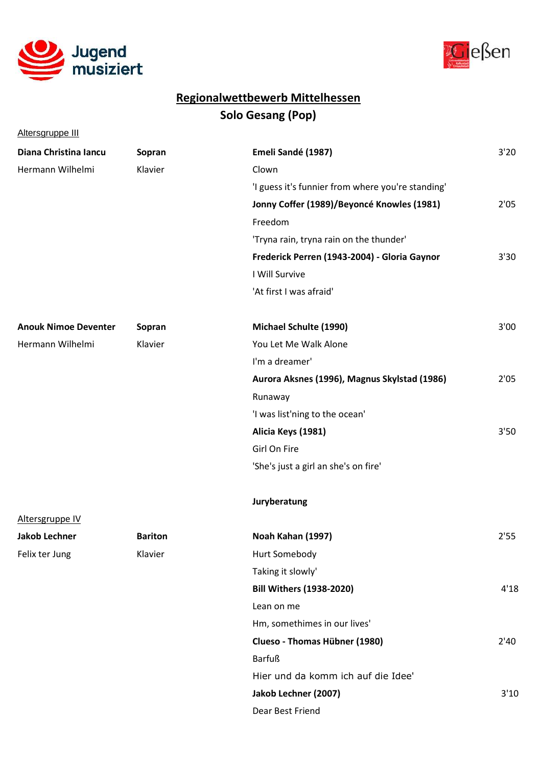## Regionalwettbewerb Mittelhessen

## Solo Gesang (Pop)

Altersgruppe III

| | | | |
|---|---|---|---|
| **Diana Christina Iancu** | **Sopran** | **Emeli Sandé (1987)** | 3'20 |
| Hermann Wilhelmi | Klavier | Clown | |
| | | 'I guess it's funnier from where you're standing' | |
| | | **Jonny Coffer (1989)/Beyoncé Knowles (1981)** | 2'05 |
| | | Freedom | |
| | | 'Tryna rain, tryna rain on the thunder' | |
| | | **Frederick Perren (1943-2004) - Gloria Gaynor** | 3'30 |
| | | I Will Survive | |
| | | 'At first I was afraid' | |
| **Anouk Nimoe Deventer** | **Sopran** | **Michael Schulte (1990)** | 3'00 |
| Hermann Wilhelmi | Klavier | You Let Me Walk Alone | |
| | | I'm a dreamer' | |
| | | **Aurora Aksnes (1996), Magnus Skylstad (1986)** | 2'05 |
| | | Runaway | |
| | | 'I was list'ning to the ocean' | |
| | | **Alicia Keys (1981)** | 3'50 |
| | | Girl On Fire | |
| | | 'She's just a girl an she's on fire' | |

**Juryberatung**

Altersgruppe IV

| | | | |
|---|---|---|---|
| **Jakob Lechner** | **Bariton** | **Noah Kahan (1997)** | 2'55 |
| Felix ter Jung | Klavier | Hurt Somebody | |
| | | Taking it slowly' | |
| | | **Bill Withers (1938-2020)** | 4'18 |
| | | Lean on me | |
| | | Hm, sometimes in our lives' | |
| | | **Clueso - Thomas Hübner (1980)** | 2'40 |
| | | Barfuß | |
| | | Hier und da komm ich auf die Idee' | |
| | | **Jakob Lechner (2007)** | 3'10 |
| | | Dear Best Friend | |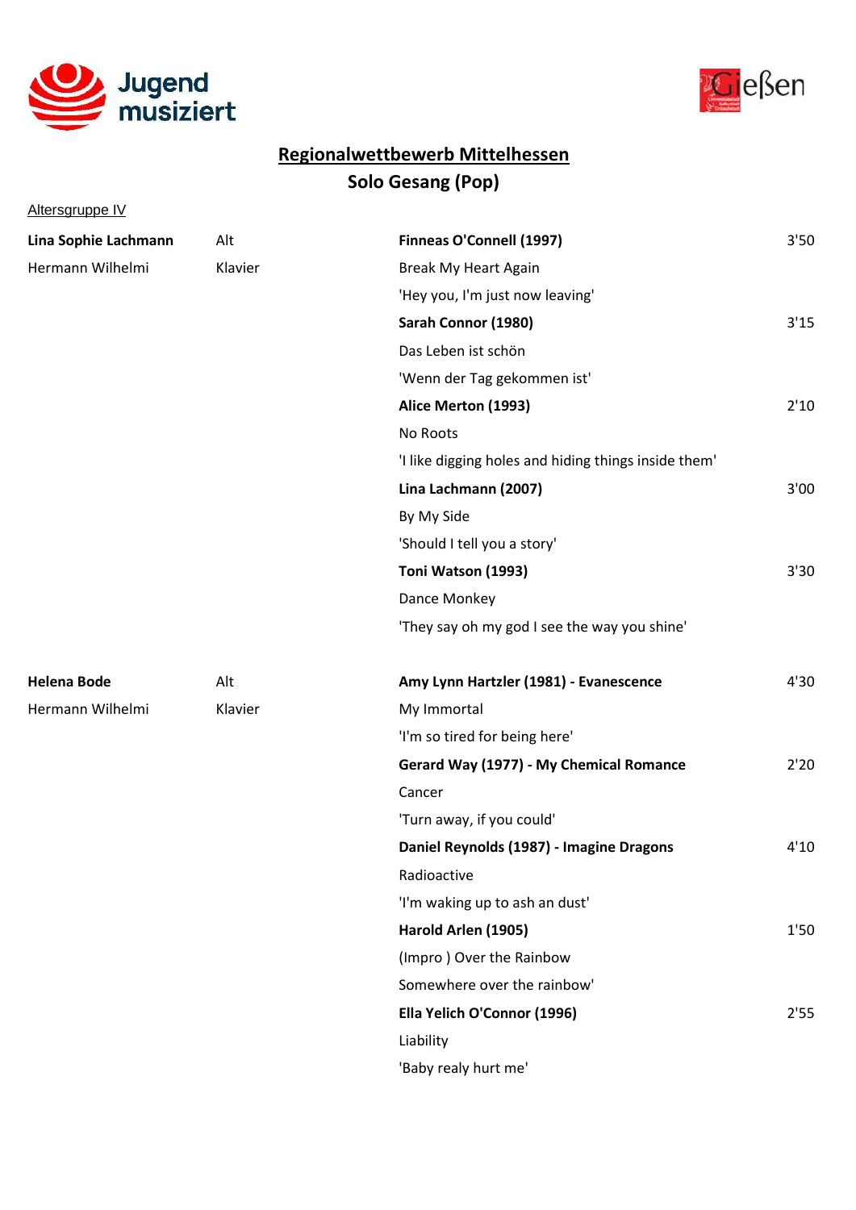Jugend musiziert

Gießen

## Regionalwettbewerb Mittelhessen

## Solo Gesang (Pop)

Altersgruppe IV

| | | | |
|---|---|---|---|
| **Lina Sophie Lachmann** | Alt | **Finneas O'Connell (1997)** | 3'50 |
| Hermann Wilhelmi | Klavier | Break My Heart Again | |
| | | 'Hey you, I'm just now leaving' | |
| | | **Sarah Connor (1980)** | 3'15 |
| | | Das Leben ist schön | |
| | | 'Wenn der Tag gekommen ist' | |
| | | **Alice Merton (1993)** | 2'10 |
| | | No Roots | |
| | | 'I like digging holes and hiding things inside them' | |
| | | **Lina Lachmann (2007)** | 3'00 |
| | | By My Side | |
| | | 'Should I tell you a story' | |
| | | **Toni Watson (1993)** | 3'30 |
| | | Dance Monkey | |
| | | 'They say oh my god I see the way you shine' | |
| **Helena Bode** | Alt | **Amy Lynn Hartzler (1981) - Evanescence** | 4'30 |
| Hermann Wilhelmi | Klavier | My Immortal | |
| | | 'I'm so tired for being here' | |
| | | **Gerard Way (1977) - My Chemical Romance** | 2'20 |
| | | Cancer | |
| | | 'Turn away, if you could' | |
| | | **Daniel Reynolds (1987) - Imagine Dragons** | 4'10 |
| | | Radioactive | |
| | | 'I'm waking up to ash an dust' | |
| | | **Harold Arlen (1905)** | 1'50 |
| | | (Impro ) Over the Rainbow | |
| | | Somewhere over the rainbow' | |
| | | **Ella Yelich O'Connor (1996)** | 2'55 |
| | | Liability | |
| | | 'Baby realy hurt me' | |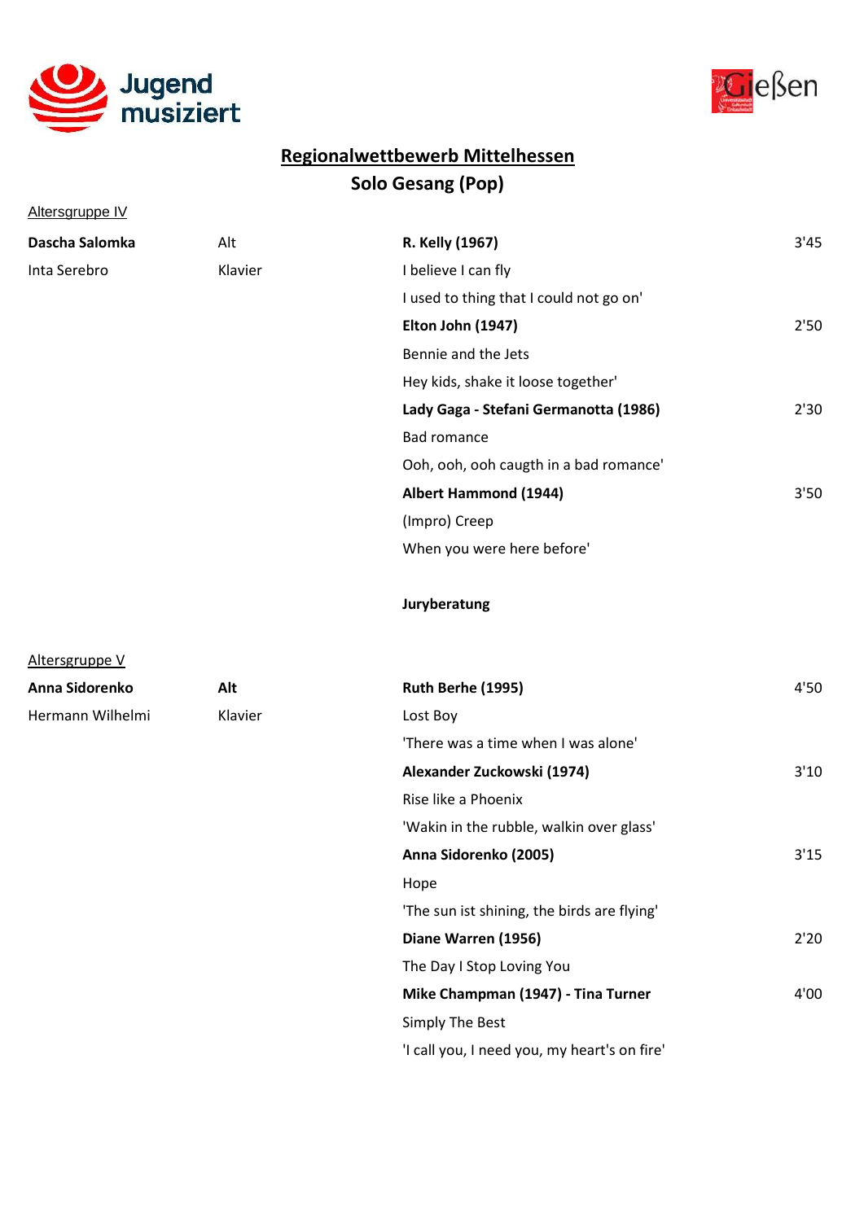## Regionalwettbewerb Mittelhessen

### Solo Gesang (Pop)

Altersgruppe IV

| | | | |
|---|---|---|---|
| **Dascha Salomka** | Alt | **R. Kelly (1967)** | 3'45 |
| Inta Serebro | Klavier | I believe I can fly | |
| | | I used to thing that I could not go on' | |
| | | **Elton John (1947)** | 2'50 |
| | | Bennie and the Jets | |
| | | Hey kids, shake it loose together' | |
| | | **Lady Gaga - Stefani Germanotta (1986)** | 2'30 |
| | | Bad romance | |
| | | Ooh, ooh, ooh caugth in a bad romance' | |
| | | **Albert Hammond (1944)** | 3'50 |
| | | (Impro) Creep | |
| | | When you were here before' | |

**Juryberatung**

Altersgruppe V

| | | | |
|---|---|---|---|
| **Anna Sidorenko** | **Alt** | **Ruth Berhe (1995)** | 4'50 |
| Hermann Wilhelmi | Klavier | Lost Boy | |
| | | 'There was a time when I was alone' | |
| | | **Alexander Zuckowski (1974)** | 3'10 |
| | | Rise like a Phoenix | |
| | | 'Wakin in the rubble, walkin over glass' | |
| | | **Anna Sidorenko (2005)** | 3'15 |
| | | Hope | |
| | | 'The sun ist shining, the birds are flying' | |
| | | **Diane Warren (1956)** | 2'20 |
| | | The Day I Stop Loving You | |
| | | **Mike Champman (1947) - Tina Turner** | 4'00 |
| | | Simply The Best | |
| | | 'I call you, I need you, my heart's on fire' | |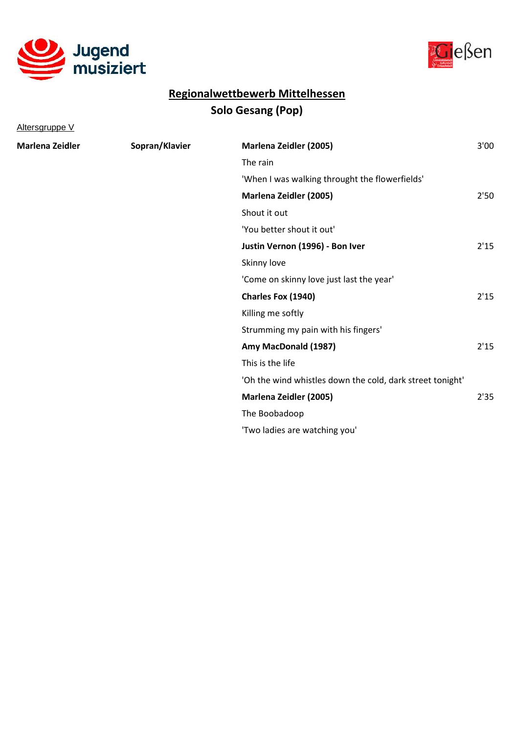Jugend musiziert

Gießen

## Regionalwettbewerb Mittelhessen

## Solo Gesang (Pop)

Altersgruppe V

| | | | |
|---|---|---|---|
| **Marlena Zeidler** | **Sopran/Klavier** | **Marlena Zeidler (2005)** | 3'00 |
| | | The rain | |
| | | 'When I was walking throught the flowerfields' | |
| | | **Marlena Zeidler (2005)** | 2'50 |
| | | Shout it out | |
| | | 'You better shout it out' | |
| | | **Justin Vernon (1996) - Bon Iver** | 2'15 |
| | | Skinny love | |
| | | 'Come on skinny love just last the year' | |
| | | **Charles Fox (1940)** | 2'15 |
| | | Killing me softly | |
| | | Strumming my pain with his fingers' | |
| | | **Amy MacDonald (1987)** | 2'15 |
| | | This is the life | |
| | | 'Oh the wind whistles down the cold, dark street tonight' | |
| | | **Marlena Zeidler (2005)** | 2'35 |
| | | The Boobadoop | |
| | | 'Two ladies are watching you' | |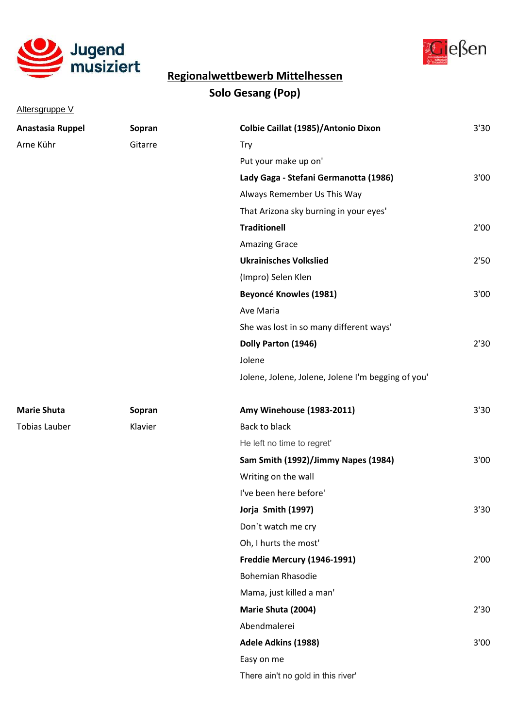Jugend musiziert

Gießen

## Regionalwettbewerb Mittelhessen

## Solo Gesang (Pop)

Altersgruppe V

| | | | |
|---|---|---|---|
| **Anastasia Ruppel** | **Sopran** | **Colbie Caillat (1985)/Antonio Dixon** | 3'30 |
| Arne Kühr | Gitarre | Try | |
| | | Put your make up on' | |
| | | **Lady Gaga - Stefani Germanotta (1986)** | 3'00 |
| | | Always Remember Us This Way | |
| | | That Arizona sky burning in your eyes' | |
| | | **Traditionell** | 2'00 |
| | | Amazing Grace | |
| | | **Ukrainisches Volkslied** | 2'50 |
| | | (Impro) Selen Klen | |
| | | **Beyoncé Knowles (1981)** | 3'00 |
| | | Ave Maria | |
| | | She was lost in so many different ways' | |
| | | **Dolly Parton (1946)** | 2'30 |
| | | Jolene | |
| | | Jolene, Jolene, Jolene, Jolene I'm begging of you' | |
| **Marie Shuta** | **Sopran** | **Amy Winehouse (1983-2011)** | 3'30 |
| Tobias Lauber | Klavier | Back to black | |
| | | He left no time to regret' | |
| | | **Sam Smith (1992)/Jimmy Napes (1984)** | 3'00 |
| | | Writing on the wall | |
| | | I've been here before' | |
| | | **Jorja Smith (1997)** | 3'30 |
| | | Don`t watch me cry | |
| | | Oh, I hurts the most' | |
| | | **Freddie Mercury (1946-1991)** | 2'00 |
| | | Bohemian Rhasodie | |
| | | Mama, just killed a man' | |
| | | **Marie Shuta (2004)** | 2'30 |
| | | Abendmalerei | |
| | | **Adele Adkins (1988)** | 3'00 |
| | | Easy on me | |
| | | There ain't no gold in this river' | |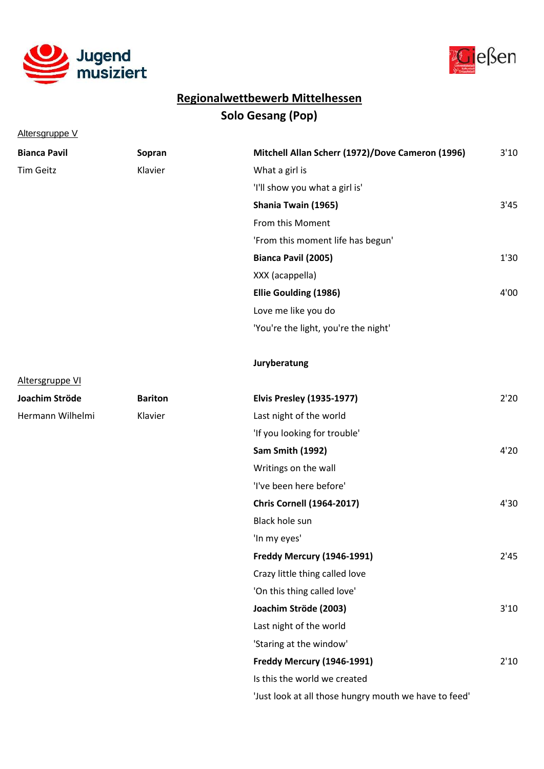## Regionalwettbewerb Mittelhessen

### Solo Gesang (Pop)

Altersgruppe V

| | | | |
|---|---|---|---|
| **Bianca Pavil** | **Sopran** | **Mitchell Allan Scherr (1972)/Dove Cameron (1996)** | 3'10 |
| Tim Geitz | Klavier | What a girl is | |
| | | 'I'll show you what a girl is' | |
| | | **Shania Twain (1965)** | 3'45 |
| | | From this Moment | |
| | | 'From this moment life has begun' | |
| | | **Bianca Pavil (2005)** | 1'30 |
| | | XXX (acappella) | |
| | | **Ellie Goulding (1986)** | 4'00 |
| | | Love me like you do | |
| | | 'You're the light, you're the night' | |

**Juryberatung**

Altersgruppe VI

| | | | |
|---|---|---|---|
| **Joachim Ströde** | **Bariton** | **Elvis Presley (1935-1977)** | 2'20 |
| Hermann Wilhelmi | Klavier | Last night of the world | |
| | | 'If you looking for trouble' | |
| | | **Sam Smith (1992)** | 4'20 |
| | | Writings on the wall | |
| | | 'I've been here before' | |
| | | **Chris Cornell (1964-2017)** | 4'30 |
| | | Black hole sun | |
| | | 'In my eyes' | |
| | | **Freddy Mercury (1946-1991)** | 2'45 |
| | | Crazy little thing called love | |
| | | 'On this thing called love' | |
| | | **Joachim Ströde (2003)** | 3'10 |
| | | Last night of the world | |
| | | 'Staring at the window' | |
| | | **Freddy Mercury (1946-1991)** | 2'10 |
| | | Is this the world we created | |
| | | 'Just look at all those hungry mouth we have to feed' | |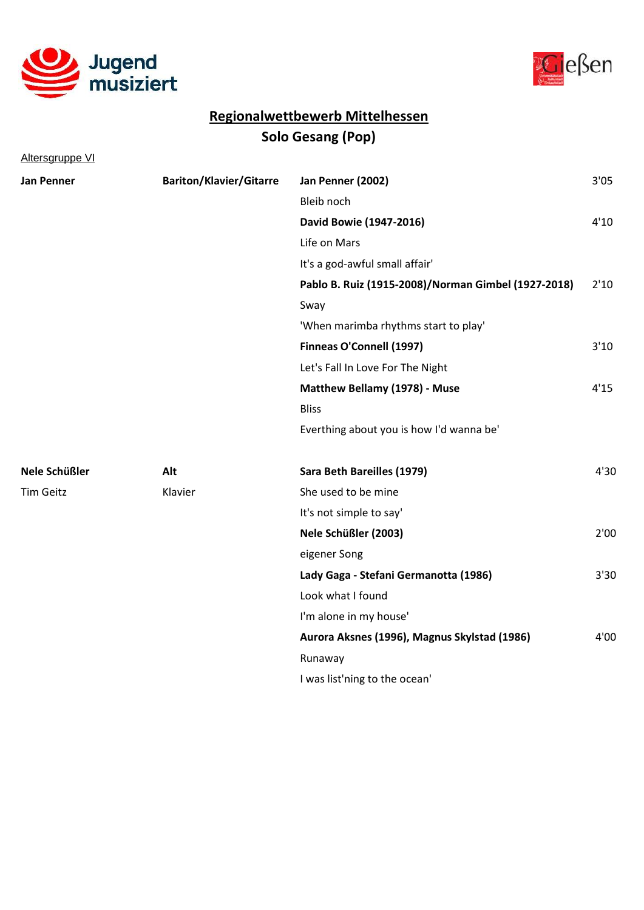Jugend musiziert

Gießen

## Regionalwettbewerb Mittelhessen

## Solo Gesang (Pop)

Altersgruppe VI

| | | | |
|---|---|---|---|
| **Jan Penner** | **Bariton/Klavier/Gitarre** | **Jan Penner (2002)** | 3'05 |
| | | Bleib noch | |
| | | **David Bowie (1947-2016)** | 4'10 |
| | | Life on Mars | |
| | | It's a god-awful small affair' | |
| | | **Pablo B. Ruiz (1915-2008)/Norman Gimbel (1927-2018)** | 2'10 |
| | | Sway | |
| | | 'When marimba rhythms start to play' | |
| | | **Finneas O'Connell (1997)** | 3'10 |
| | | Let's Fall In Love For The Night | |
| | | **Matthew Bellamy (1978) - Muse** | 4'15 |
| | | Bliss | |
| | | Everthing about you is how I'd wanna be' | |
| **Nele Schüßler** | **Alt** | **Sara Beth Bareilles (1979)** | 4'30 |
| Tim Geitz | Klavier | She used to be mine | |
| | | It's not simple to say' | |
| | | **Nele Schüßler (2003)** | 2'00 |
| | | eigener Song | |
| | | **Lady Gaga - Stefani Germanotta (1986)** | 3'30 |
| | | Look what I found | |
| | | I'm alone in my house' | |
| | | **Aurora Aksnes (1996), Magnus Skylstad (1986)** | 4'00 |
| | | Runaway | |
| | | I was list'ning to the ocean' | |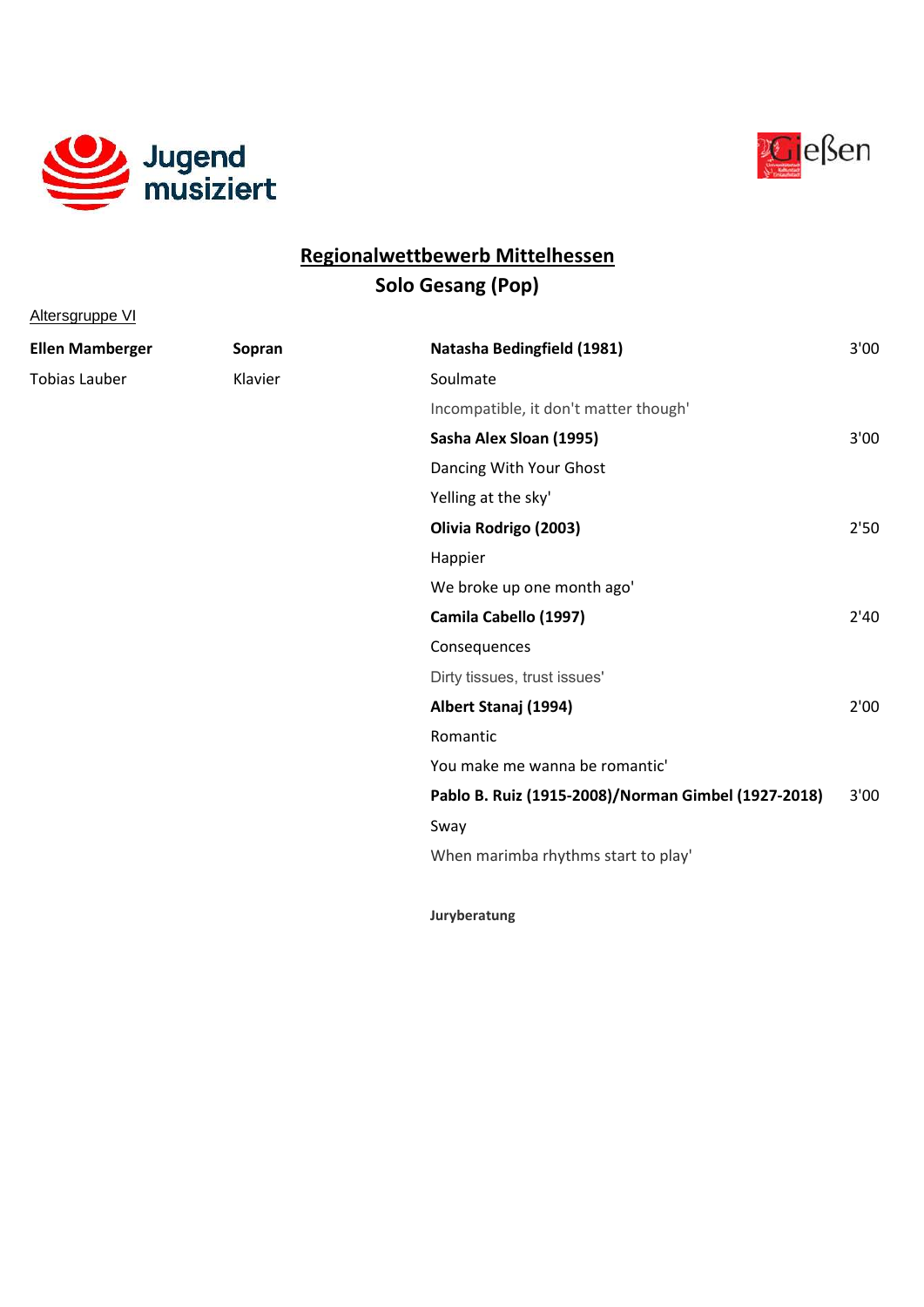Jugend musiziert

Gießen

## Regionalwettbewerb Mittelhessen

### Solo Gesang (Pop)

Altersgruppe VI

| | | | |
|---|---|---|---|
| **Ellen Mamberger** | **Sopran** | **Natasha Bedingfield (1981)** | 3'00 |
| Tobias Lauber | Klavier | Soulmate | |
| | | Incompatible, it don't matter though' | |
| | | **Sasha Alex Sloan (1995)** | 3'00 |
| | | Dancing With Your Ghost | |
| | | Yelling at the sky' | |
| | | **Olivia Rodrigo (2003)** | 2'50 |
| | | Happier | |
| | | We broke up one month ago' | |
| | | **Camila Cabello (1997)** | 2'40 |
| | | Consequences | |
| | | Dirty tissues, trust issues' | |
| | | **Albert Stanaj (1994)** | 2'00 |
| | | Romantic | |
| | | You make me wanna be romantic' | |
| | | **Pablo B. Ruiz (1915-2008)/Norman Gimbel (1927-2018)** | 3'00 |
| | | Sway | |
| | | When marimba rhythms start to play' | |

**Juryberatung**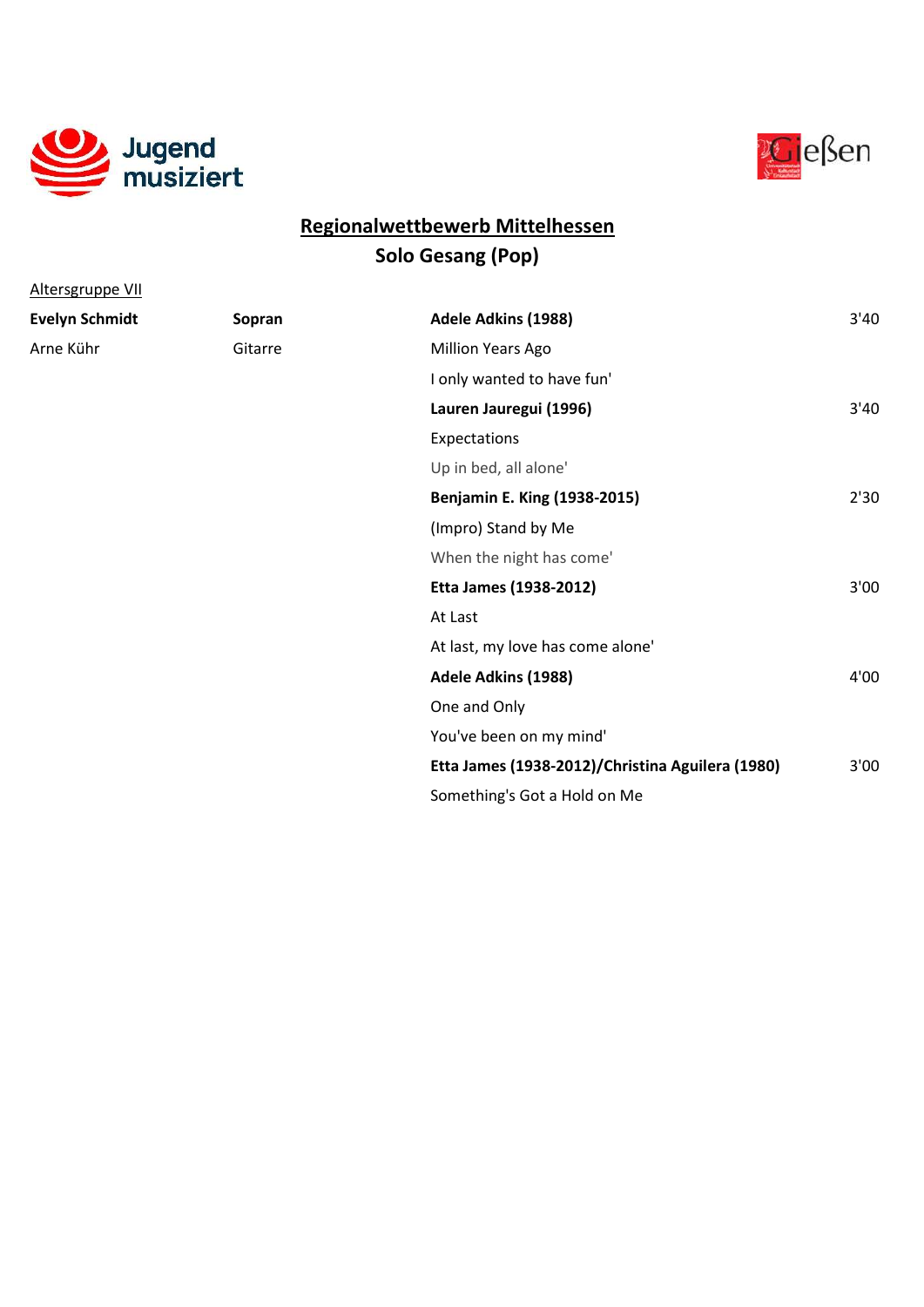Jugend musiziert

Gießen

## Regionalwettbewerb Mittelhessen

## Solo Gesang (Pop)

Altersgruppe VII

| | | | |
|---|---|---|---|
| **Evelyn Schmidt** | **Sopran** | **Adele Adkins (1988)** | 3'40 |
| Arne Kühr | Gitarre | Million Years Ago | |
| | | I only wanted to have fun' | |
| | | **Lauren Jauregui (1996)** | 3'40 |
| | | Expectations | |
| | | Up in bed, all alone' | |
| | | **Benjamin E. King (1938-2015)** | 2'30 |
| | | (Impro) Stand by Me | |
| | | When the night has come' | |
| | | **Etta James (1938-2012)** | 3'00 |
| | | At Last | |
| | | At last, my love has come alone' | |
| | | **Adele Adkins (1988)** | 4'00 |
| | | One and Only | |
| | | You've been on my mind' | |
| | | **Etta James (1938-2012)/Christina Aguilera (1980)** | 3'00 |
| | | Something's Got a Hold on Me | |